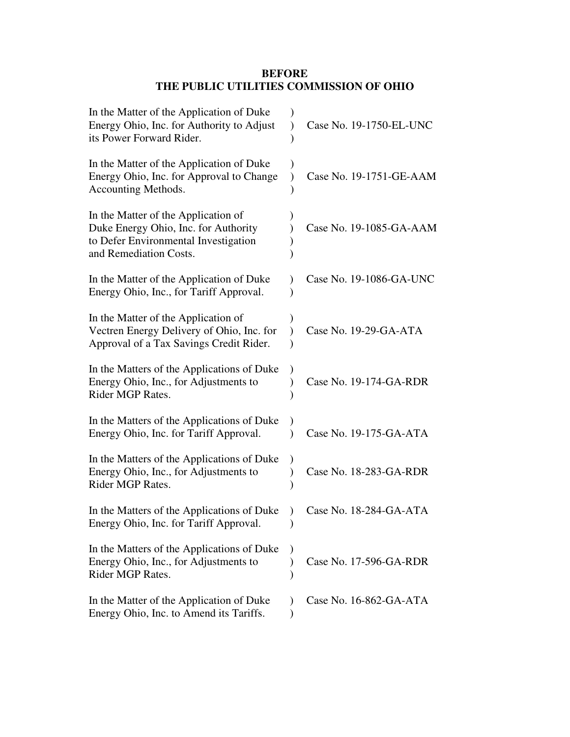**BEFORE**
**THE PUBLIC UTILITIES COMMISSION OF OHIO**

| | | |
|---|---|---|
| In the Matter of the Application of Duke Energy Ohio, Inc. for Authority to Adjust its Power Forward Rider. | ) | Case No. 19-1750-EL-UNC |
| In the Matter of the Application of Duke Energy Ohio, Inc. for Approval to Change Accounting Methods. | ) | Case No. 19-1751-GE-AAM |
| In the Matter of the Application of Duke Energy Ohio, Inc. for Authority to Defer Environmental Investigation and Remediation Costs. | ) | Case No. 19-1085-GA-AAM |
| In the Matter of the Application of Duke Energy Ohio, Inc., for Tariff Approval. | ) | Case No. 19-1086-GA-UNC |
| In the Matter of the Application of Vectren Energy Delivery of Ohio, Inc. for Approval of a Tax Savings Credit Rider. | ) | Case No. 19-29-GA-ATA |
| In the Matters of the Applications of Duke Energy Ohio, Inc., for Adjustments to Rider MGP Rates. | ) | Case No. 19-174-GA-RDR |
| In the Matters of the Applications of Duke Energy Ohio, Inc. for Tariff Approval. | ) | Case No. 19-175-GA-ATA |
| In the Matters of the Applications of Duke Energy Ohio, Inc., for Adjustments to Rider MGP Rates. | ) | Case No. 18-283-GA-RDR |
| In the Matters of the Applications of Duke Energy Ohio, Inc. for Tariff Approval. | ) | Case No. 18-284-GA-ATA |
| In the Matters of the Applications of Duke Energy Ohio, Inc., for Adjustments to Rider MGP Rates. | ) | Case No. 17-596-GA-RDR |
| In the Matter of the Application of Duke Energy Ohio, Inc. to Amend its Tariffs. | ) | Case No. 16-862-GA-ATA |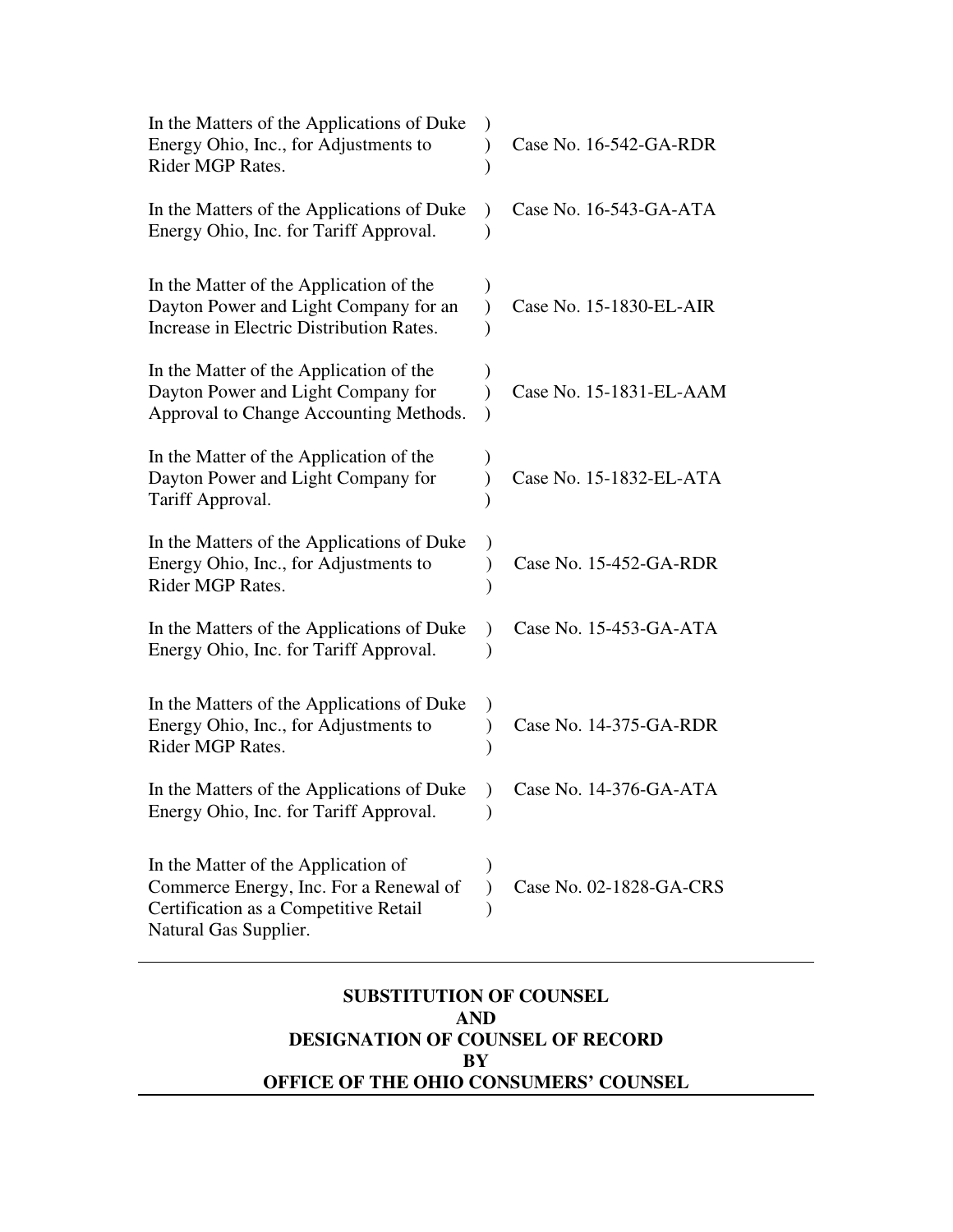| | | |
|---|---|---|
| In the Matters of the Applications of Duke Energy Ohio, Inc., for Adjustments to Rider MGP Rates. | ) ) ) | Case No. 16-542-GA-RDR |
| In the Matters of the Applications of Duke Energy Ohio, Inc. for Tariff Approval. | ) ) | Case No. 16-543-GA-ATA |
| In the Matter of the Application of the Dayton Power and Light Company for an Increase in Electric Distribution Rates. | ) ) ) | Case No. 15-1830-EL-AIR |
| In the Matter of the Application of the Dayton Power and Light Company for Approval to Change Accounting Methods. | ) ) ) | Case No. 15-1831-EL-AAM |
| In the Matter of the Application of the Dayton Power and Light Company for Tariff Approval. | ) ) ) | Case No. 15-1832-EL-ATA |
| In the Matters of the Applications of Duke Energy Ohio, Inc., for Adjustments to Rider MGP Rates. | ) ) ) | Case No. 15-452-GA-RDR |
| In the Matters of the Applications of Duke Energy Ohio, Inc. for Tariff Approval. | ) ) | Case No. 15-453-GA-ATA |
| In the Matters of the Applications of Duke Energy Ohio, Inc., for Adjustments to Rider MGP Rates. | ) ) ) | Case No. 14-375-GA-RDR |
| In the Matters of the Applications of Duke Energy Ohio, Inc. for Tariff Approval. | ) ) | Case No. 14-376-GA-ATA |
| In the Matter of the Application of Commerce Energy, Inc. For a Renewal of Certification as a Competitive Retail Natural Gas Supplier. | ) ) ) | Case No. 02-1828-GA-CRS |

---

**SUBSTITUTION OF COUNSEL**
**AND**
**DESIGNATION OF COUNSEL OF RECORD**
**BY**
**OFFICE OF THE OHIO CONSUMERS' COUNSEL**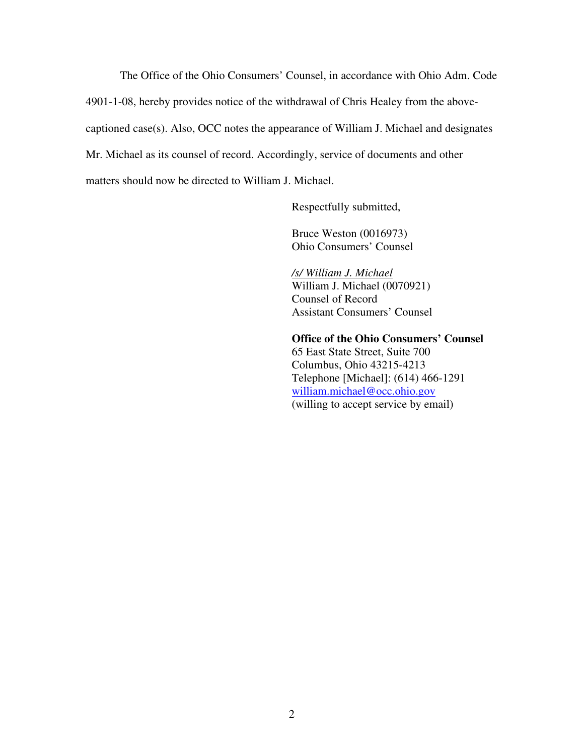The Office of the Ohio Consumers' Counsel, in accordance with Ohio Adm. Code 4901-1-08, hereby provides notice of the withdrawal of Chris Healey from the above-captioned case(s). Also, OCC notes the appearance of William J. Michael and designates Mr. Michael as its counsel of record. Accordingly, service of documents and other matters should now be directed to William J. Michael.

Respectfully submitted,

Bruce Weston (0016973)
Ohio Consumers' Counsel

*/s/ William J. Michael*
William J. Michael (0070921)
Counsel of Record
Assistant Consumers' Counsel

**Office of the Ohio Consumers' Counsel**
65 East State Street, Suite 700
Columbus, Ohio 43215-4213
Telephone [Michael]: (614) 466-1291
william.michael@occ.ohio.gov
(willing to accept service by email)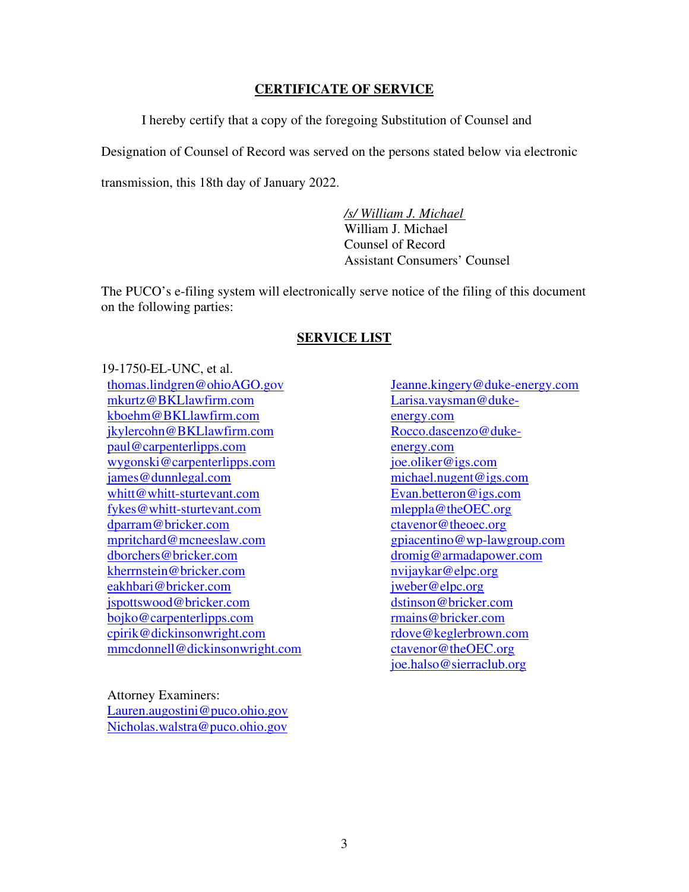## CERTIFICATE OF SERVICE

I hereby certify that a copy of the foregoing Substitution of Counsel and Designation of Counsel of Record was served on the persons stated below via electronic transmission, this 18th day of January 2022.

*/s/ William J. Michael*
William J. Michael
Counsel of Record
Assistant Consumers' Counsel

The PUCO's e-filing system will electronically serve notice of the filing of this document on the following parties:

## SERVICE LIST

19-1750-EL-UNC, et al.

thomas.lindgren@ohioAGO.gov
mkurtz@BKLlawfirm.com
kboehm@BKLlawfirm.com
jkylercohn@BKLlawfirm.com
paul@carpenterlipps.com
wygonski@carpenterlipps.com
james@dunnlegal.com
whitt@whitt-sturtevant.com
fykes@whitt-sturtevant.com
dparram@bricker.com
mpritchard@mcneeslaw.com
dborchers@bricker.com
kherrnstein@bricker.com
eakhbari@bricker.com
jspottswood@bricker.com
bojko@carpenterlipps.com
cpirik@dickinsonwright.com
mmcdonnell@dickinsonwright.com

Jeanne.kingery@duke-energy.com
Larisa.vaysman@duke-energy.com
Rocco.dascenzo@duke-energy.com
joe.oliker@igs.com
michael.nugent@igs.com
Evan.betteron@igs.com
mleppla@theOEC.org
ctavenor@theoec.org
gpiacentino@wp-lawgroup.com
dromig@armadapower.com
nvijaykar@elpc.org
jweber@elpc.org
dstinson@bricker.com
rmains@bricker.com
rdove@keglerbrown.com
ctavenor@theOEC.org
joe.halso@sierraclub.org

Attorney Examiners:
Lauren.augostini@puco.ohio.gov
Nicholas.walstra@puco.ohio.gov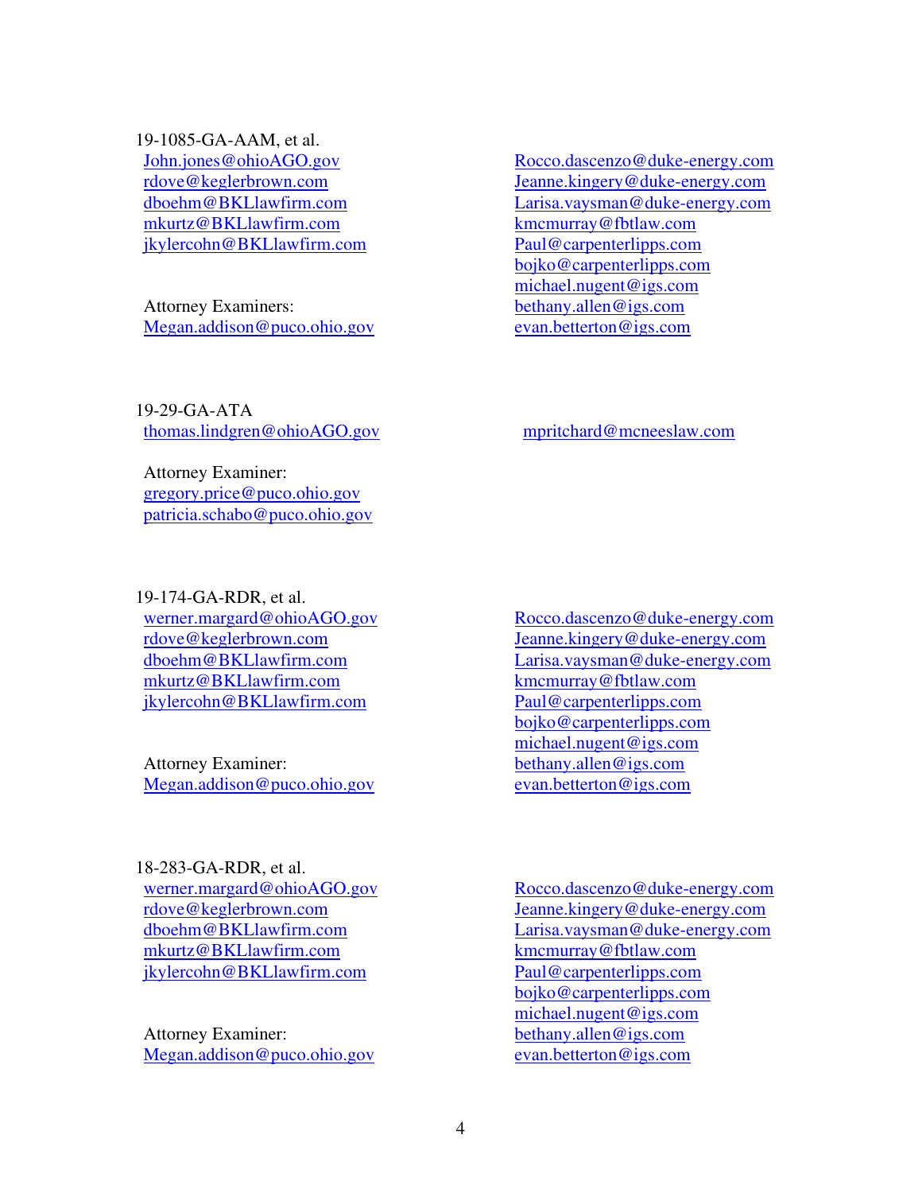19-1085-GA-AAM, et al.

John.jones@ohioAGO.gov
rdove@keglerbrown.com
dboehm@BKLlawfirm.com
mkurtz@BKLlawfirm.com
jkylercohn@BKLlawfirm.com

Attorney Examiners:
Megan.addison@puco.ohio.gov

Rocco.dascenzo@duke-energy.com
Jeanne.kingery@duke-energy.com
Larisa.vaysman@duke-energy.com
kmcmurray@fbtlaw.com
Paul@carpenterlipps.com
bojko@carpenterlipps.com
michael.nugent@igs.com
bethany.allen@igs.com
evan.betterton@igs.com

19-29-GA-ATA

thomas.lindgren@ohioAGO.gov

Attorney Examiner:
gregory.price@puco.ohio.gov
patricia.schabo@puco.ohio.gov

mpritchard@mcneeslaw.com

19-174-GA-RDR, et al.

werner.margard@ohioAGO.gov
rdove@keglerbrown.com
dboehm@BKLlawfirm.com
mkurtz@BKLlawfirm.com
jkylercohn@BKLlawfirm.com

Attorney Examiner:
Megan.addison@puco.ohio.gov

Rocco.dascenzo@duke-energy.com
Jeanne.kingery@duke-energy.com
Larisa.vaysman@duke-energy.com
kmcmurray@fbtlaw.com
Paul@carpenterlipps.com
bojko@carpenterlipps.com
michael.nugent@igs.com
bethany.allen@igs.com
evan.betterton@igs.com

18-283-GA-RDR, et al.

werner.margard@ohioAGO.gov
rdove@keglerbrown.com
dboehm@BKLlawfirm.com
mkurtz@BKLlawfirm.com
jkylercohn@BKLlawfirm.com

Attorney Examiner:
Megan.addison@puco.ohio.gov

Rocco.dascenzo@duke-energy.com
Jeanne.kingery@duke-energy.com
Larisa.vaysman@duke-energy.com
kmcmurray@fbtlaw.com
Paul@carpenterlipps.com
bojko@carpenterlipps.com
michael.nugent@igs.com
bethany.allen@igs.com
evan.betterton@igs.com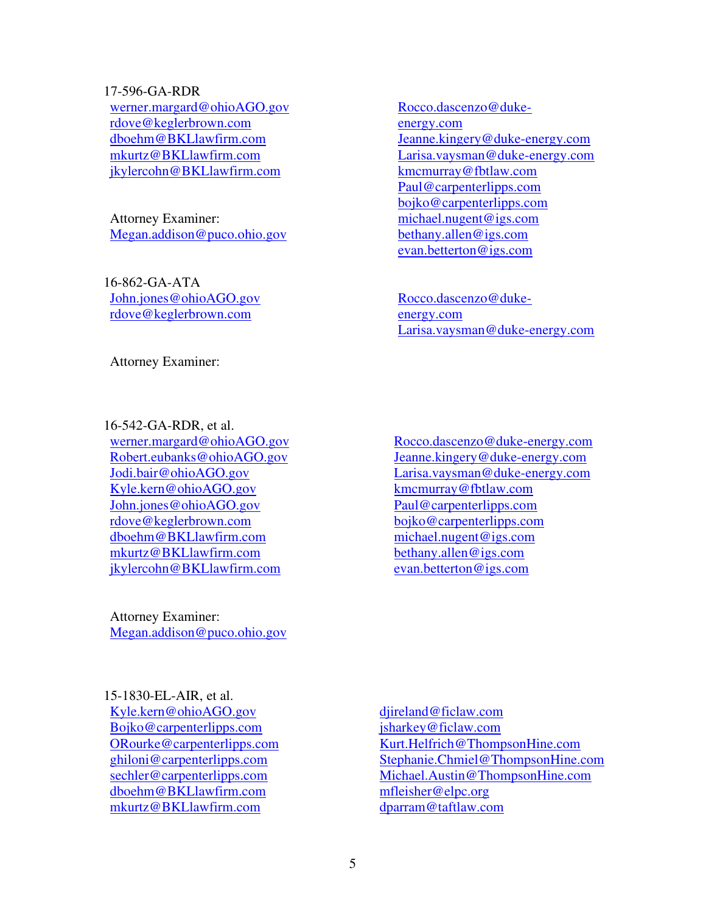17-596-GA-RDR

werner.margard@ohioAGO.gov
rdove@keglerbrown.com
dboehm@BKLlawfirm.com
mkurtz@BKLlawfirm.com
jkylercohn@BKLlawfirm.com

Attorney Examiner:
Megan.addison@puco.ohio.gov

Rocco.dascenzo@duke-energy.com
Jeanne.kingery@duke-energy.com
Larisa.vaysman@duke-energy.com
kmcmurray@fbtlaw.com
Paul@carpenterlipps.com
bojko@carpenterlipps.com
michael.nugent@igs.com
bethany.allen@igs.com
evan.betterton@igs.com

16-862-GA-ATA

John.jones@ohioAGO.gov
rdove@keglerbrown.com

Attorney Examiner:

Rocco.dascenzo@duke-energy.com
Larisa.vaysman@duke-energy.com

16-542-GA-RDR, et al.

werner.margard@ohioAGO.gov
Robert.eubanks@ohioAGO.gov
Jodi.bair@ohioAGO.gov
Kyle.kern@ohioAGO.gov
John.jones@ohioAGO.gov
rdove@keglerbrown.com
dboehm@BKLlawfirm.com
mkurtz@BKLlawfirm.com
jkylercohn@BKLlawfirm.com

Attorney Examiner:
Megan.addison@puco.ohio.gov

Rocco.dascenzo@duke-energy.com
Jeanne.kingery@duke-energy.com
Larisa.vaysman@duke-energy.com
kmcmurray@fbtlaw.com
Paul@carpenterlipps.com
bojko@carpenterlipps.com
michael.nugent@igs.com
bethany.allen@igs.com
evan.betterton@igs.com

15-1830-EL-AIR, et al.

Kyle.kern@ohioAGO.gov
Bojko@carpenterlipps.com
ORourke@carpenterlipps.com
ghiloni@carpenterlipps.com
sechler@carpenterlipps.com
dboehm@BKLlawfirm.com
mkurtz@BKLlawfirm.com

djireland@ficlaw.com
jsharkey@ficlaw.com
Kurt.Helfrich@ThompsonHine.com
Stephanie.Chmiel@ThompsonHine.com
Michael.Austin@ThompsonHine.com
mfleisher@elpc.org
dparram@taftlaw.com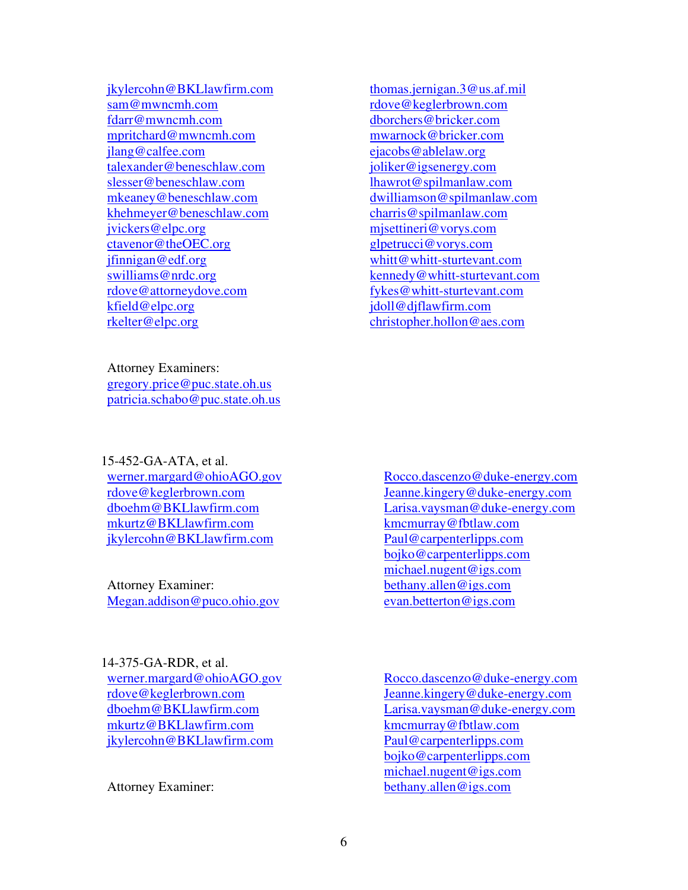jkylercohn@BKLlawfirm.com
sam@mwncmh.com
fdarr@mwncmh.com
mpritchard@mwncmh.com
jlang@calfee.com
talexander@beneschlaw.com
slesser@beneschlaw.com
mkeaney@beneschlaw.com
khehmeyer@beneschlaw.com
jvickers@elpc.org
ctavenor@theOEC.org
jfinnigan@edf.org
swilliams@nrdc.org
rdove@attorneydove.com
kfield@elpc.org
rkelter@elpc.org

thomas.jernigan.3@us.af.mil
rdove@keglerbrown.com
dborchers@bricker.com
mwarnock@bricker.com
ejacobs@ablelaw.org
joliker@igsenergy.com
lhawrot@spilmanlaw.com
dwilliamson@spilmanlaw.com
charris@spilmanlaw.com
mjsettineri@vorys.com
glpetrucci@vorys.com
whitt@whitt-sturtevant.com
kennedy@whitt-sturtevant.com
fykes@whitt-sturtevant.com
jdoll@djflawfirm.com
christopher.hollon@aes.com

Attorney Examiners:
gregory.price@puc.state.oh.us
patricia.schabo@puc.state.oh.us

15-452-GA-ATA, et al.
werner.margard@ohioAGO.gov
rdove@keglerbrown.com
dboehm@BKLlawfirm.com
mkurtz@BKLlawfirm.com
jkylercohn@BKLlawfirm.com

Rocco.dascenzo@duke-energy.com
Jeanne.kingery@duke-energy.com
Larisa.vaysman@duke-energy.com
kmcmurray@fbtlaw.com
Paul@carpenterlipps.com
bojko@carpenterlipps.com
michael.nugent@igs.com
bethany.allen@igs.com
evan.betterton@igs.com

Attorney Examiner:
Megan.addison@puco.ohio.gov

14-375-GA-RDR, et al.
werner.margard@ohioAGO.gov
rdove@keglerbrown.com
dboehm@BKLlawfirm.com
mkurtz@BKLlawfirm.com
jkylercohn@BKLlawfirm.com

Rocco.dascenzo@duke-energy.com
Jeanne.kingery@duke-energy.com
Larisa.vaysman@duke-energy.com
kmcmurray@fbtlaw.com
Paul@carpenterlipps.com
bojko@carpenterlipps.com
michael.nugent@igs.com
bethany.allen@igs.com

Attorney Examiner: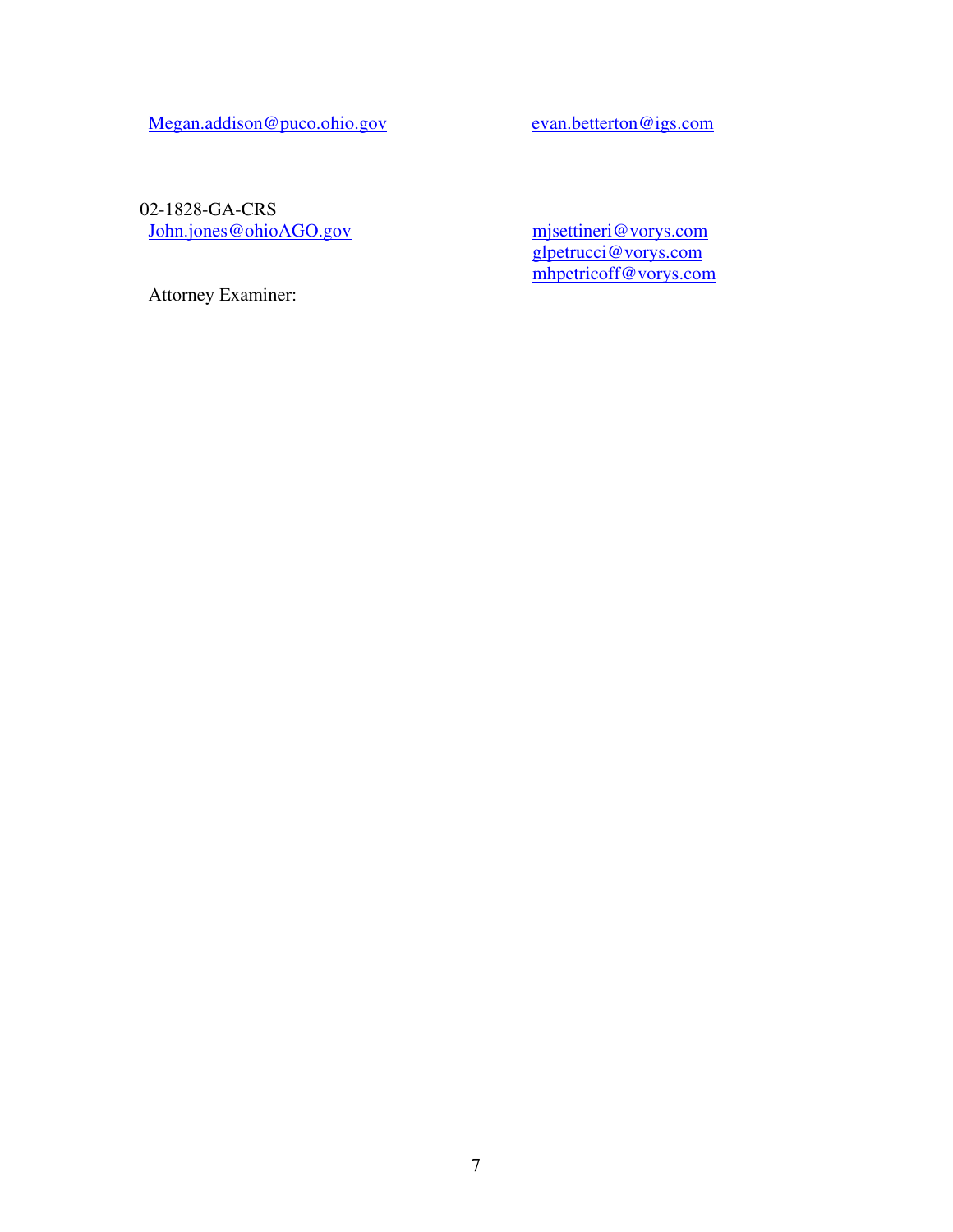Megan.addison@puco.ohio.gov

evan.betterton@igs.com

02-1828-GA-CRS

John.jones@ohioAGO.gov

mjsettineri@vorys.com
glpetrucci@vorys.com
mhpetricoff@vorys.com

Attorney Examiner: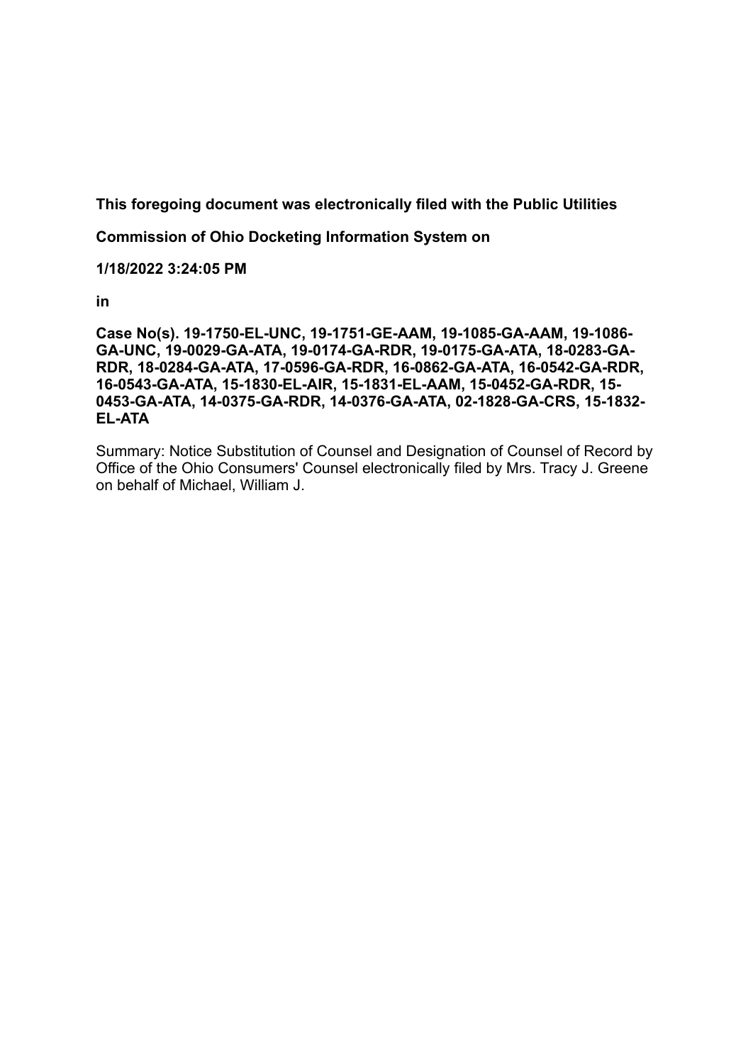**This foregoing document was electronically filed with the Public Utilities**

**Commission of Ohio Docketing Information System on**

**1/18/2022 3:24:05 PM**

**in**

**Case No(s). 19-1750-EL-UNC, 19-1751-GE-AAM, 19-1085-GA-AAM, 19-1086-GA-UNC, 19-0029-GA-ATA, 19-0174-GA-RDR, 19-0175-GA-ATA, 18-0283-GA-RDR, 18-0284-GA-ATA, 17-0596-GA-RDR, 16-0862-GA-ATA, 16-0542-GA-RDR, 16-0543-GA-ATA, 15-1830-EL-AIR, 15-1831-EL-AAM, 15-0452-GA-RDR, 15-0453-GA-ATA, 14-0375-GA-RDR, 14-0376-GA-ATA, 02-1828-GA-CRS, 15-1832-EL-ATA**

Summary: Notice Substitution of Counsel and Designation of Counsel of Record by Office of the Ohio Consumers' Counsel electronically filed by Mrs. Tracy J. Greene on behalf of Michael, William J.